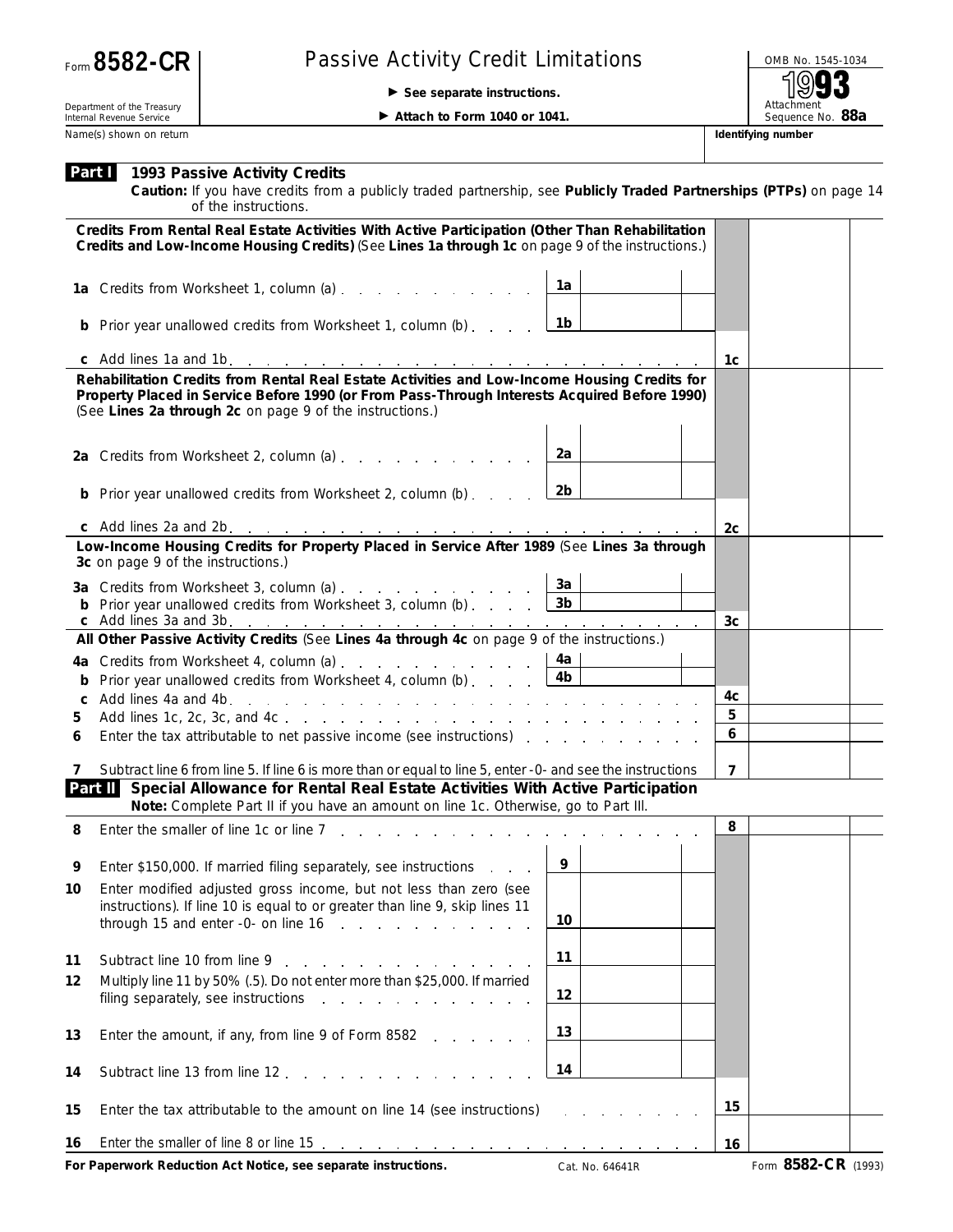Form **8582-CR**

Department of the Treasury
Internal Revenue Service

# Passive Activity Credit Limitations

▶ **See separate instructions.**

▶ **Attach to Form 1040 or 1041.**

OMB No. 1545-1034

**1993**

Attachment Sequence No. **88a**

Name(s) shown on return | **Identifying number**

## Part I 1993 Passive Activity Credits

**Caution:** If you have credits from a publicly traded partnership, see **Publicly Traded Partnerships (PTPs)** on page 14 of the instructions.

**Credits From Rental Real Estate Activities With Active Participation (Other Than Rehabilitation Credits and Low-Income Housing Credits)** (See **Lines 1a through 1c** on page 9 of the instructions.)

| | | | |
|---|---|---|---|
| **1a** Credits from Worksheet 1, column (a) | 1a | | |
| **b** Prior year unallowed credits from Worksheet 1, column (b) | 1b | | |
| **c** Add lines 1a and 1b | | 1c | |

**Rehabilitation Credits from Rental Real Estate Activities and Low-Income Housing Credits for Property Placed in Service Before 1990 (or From Pass-Through Interests Acquired Before 1990)** (See **Lines 2a through 2c** on page 9 of the instructions.)

| | | | |
|---|---|---|---|
| **2a** Credits from Worksheet 2, column (a) | 2a | | |
| **b** Prior year unallowed credits from Worksheet 2, column (b) | 2b | | |
| **c** Add lines 2a and 2b | | 2c | |

**Low-Income Housing Credits for Property Placed in Service After 1989** (See **Lines 3a through 3c** on page 9 of the instructions.)

| | | | |
|---|---|---|---|
| **3a** Credits from Worksheet 3, column (a) | 3a | | |
| **b** Prior year unallowed credits from Worksheet 3, column (b) | 3b | | |
| **c** Add lines 3a and 3b | | 3c | |

**All Other Passive Activity Credits** (See **Lines 4a through 4c** on page 9 of the instructions.)

| | | | |
|---|---|---|---|
| **4a** Credits from Worksheet 4, column (a) | 4a | | |
| **b** Prior year unallowed credits from Worksheet 4, column (b) | 4b | | |
| **c** Add lines 4a and 4b | | 4c | |
| **5** Add lines 1c, 2c, 3c, and 4c | | 5 | |
| **6** Enter the tax attributable to net passive income (see instructions) | | 6 | |
| **7** Subtract line 6 from line 5. If line 6 is more than or equal to line 5, enter -0- and see the instructions | | 7 | |

## Part II Special Allowance for Rental Real Estate Activities With Active Participation

**Note:** Complete Part II if you have an amount on line 1c. Otherwise, go to Part III.

| | | | |
|---|---|---|---|
| **8** Enter the smaller of line 1c or line 7 | | 8 | |
| **9** Enter $150,000. If married filing separately, see instructions | 9 | | |
| **10** Enter modified adjusted gross income, but not less than zero (see instructions). If line 10 is equal to or greater than line 9, skip lines 11 through 15 and enter -0- on line 16 | 10 | | |
| **11** Subtract line 10 from line 9 | 11 | | |
| **12** Multiply line 11 by 50% (.5). Do not enter more than $25,000. If married filing separately, see instructions | 12 | | |
| **13** Enter the amount, if any, from line 9 of Form 8582 | 13 | | |
| **14** Subtract line 13 from line 12 | 14 | | |
| **15** Enter the tax attributable to the amount on line 14 (see instructions) | | 15 | |
| **16** Enter the smaller of line 8 or line 15 | | 16 | |

**For Paperwork Reduction Act Notice, see separate instructions.** Cat. No. 64641R Form **8582-CR** (1993)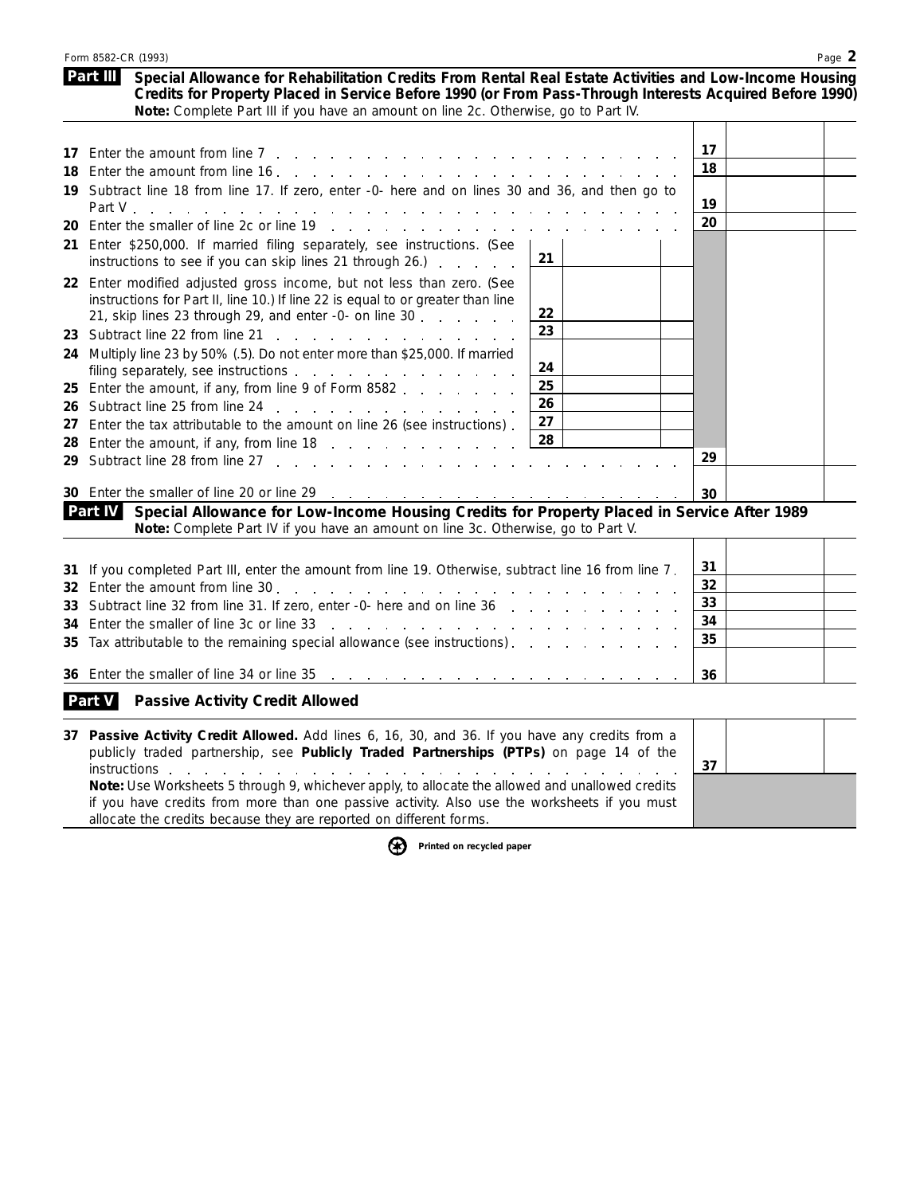## Part III Special Allowance for Rehabilitation Credits From Rental Real Estate Activities and Low-Income Housing Credits for Property Placed in Service Before 1990 (or From Pass-Through Interests Acquired Before 1990)

**Note:** Complete Part III if you have an amount on line 2c. Otherwise, go to Part IV.

| | | | | | |
|---|---|---|---|---|---|
| 17 | Enter the amount from line 7 | | | 17 | |
| 18 | Enter the amount from line 16 | | | 18 | |
| 19 | Subtract line 18 from line 17. If zero, enter -0- here and on lines 30 and 36, and then go to Part V | | | 19 | |
| 20 | Enter the smaller of line 2c or line 19 | | | 20 | |
| 21 | Enter $250,000. If married filing separately, see instructions. (See instructions to see if you can skip lines 21 through 26.) | 21 | | | |
| 22 | Enter modified adjusted gross income, but not less than zero. (See instructions for Part II, line 10.) If line 22 is equal to or greater than line 21, skip lines 23 through 29, and enter -0- on line 30 | 22 | | | |
| 23 | Subtract line 22 from line 21 | 23 | | | |
| 24 | Multiply line 23 by 50% (.5). Do not enter more than $25,000. If married filing separately, see instructions | 24 | | | |
| 25 | Enter the amount, if any, from line 9 of Form 8582 | 25 | | | |
| 26 | Subtract line 25 from line 24 | 26 | | | |
| 27 | Enter the tax attributable to the amount on line 26 (see instructions) | 27 | | | |
| 28 | Enter the amount, if any, from line 18 | 28 | | | |
| 29 | Subtract line 28 from line 27 | | | 29 | |
| 30 | Enter the smaller of line 20 or line 29 | | | 30 | |

## Part IV Special Allowance for Low-Income Housing Credits for Property Placed in Service After 1989

**Note:** Complete Part IV if you have an amount on line 3c. Otherwise, go to Part V.

| | | | |
|---|---|---|---|
| 31 | If you completed Part III, enter the amount from line 19. Otherwise, subtract line 16 from line 7 | 31 | |
| 32 | Enter the amount from line 30 | 32 | |
| 33 | Subtract line 32 from line 31. If zero, enter -0- here and on line 36 | 33 | |
| 34 | Enter the smaller of line 3c or line 33 | 34 | |
| 35 | Tax attributable to the remaining special allowance (see instructions) | 35 | |
| 36 | Enter the smaller of line 34 or line 35 | 36 | |

## Part V Passive Activity Credit Allowed

| | | | |
|---|---|---|---|
| 37 | **Passive Activity Credit Allowed.** Add lines 6, 16, 30, and 36. If you have any credits from a publicly traded partnership, see **Publicly Traded Partnerships (PTPs)** on page 14 of the instructions | 37 | |

**Note:** Use Worksheets 5 through 9, whichever apply, to allocate the allowed and unallowed credits if you have credits from more than one passive activity. Also use the worksheets if you must allocate the credits because they are reported on different forms.

Printed on recycled paper